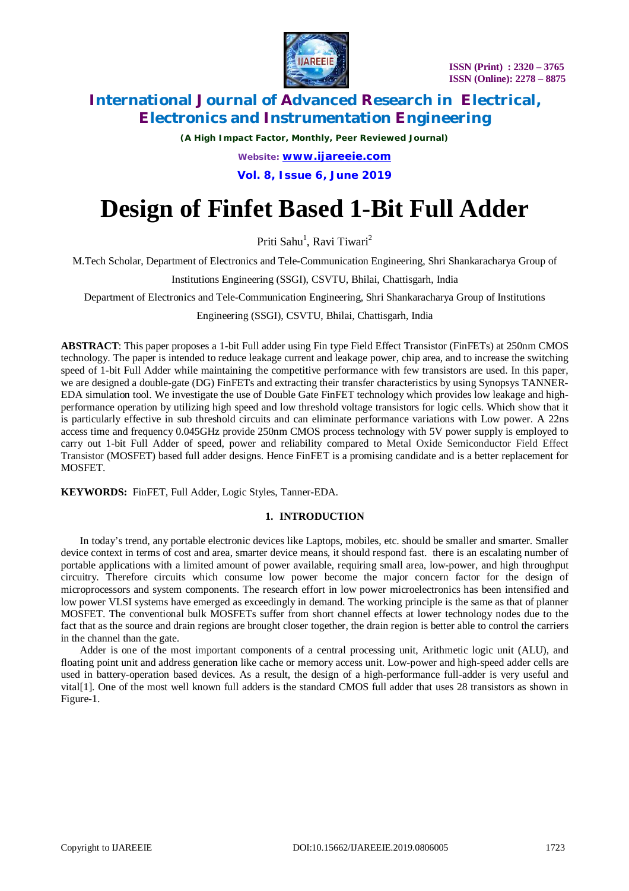# Design of Finfet Based 1-Bit Full Adder

Priti Sahu[1], Ravi Tiwari[2]

M.Tech Scholar, Department of Electronics and Tele-Communication Engineering, Shri Shankaracharya Group of Institutions Engineering (SSGI), CSVTU, Bhilai, Chattisgarh, India

Department of Electronics and Tele-Communication Engineering, Shri Shankaracharya Group of Institutions Engineering (SSGI), CSVTU, Bhilai, Chattisgarh, India

**ABSTRACT**: This paper proposes a 1-bit Full adder using Fin type Field Effect Transistor (FinFETs) at 250nm CMOS technology. The paper is intended to reduce leakage current and leakage power, chip area, and to increase the switching speed of 1-bit Full Adder while maintaining the competitive performance with few transistors are used. In this paper, we are designed a double-gate (DG) FinFETs and extracting their transfer characteristics by using Synopsys TANNER-EDA simulation tool. We investigate the use of Double Gate FinFET technology which provides low leakage and high-performance operation by utilizing high speed and low threshold voltage transistors for logic cells. Which show that it is particularly effective in sub threshold circuits and can eliminate performance variations with Low power. A 22ns access time and frequency 0.045GHz provide 250nm CMOS process technology with 5V power supply is employed to carry out 1-bit Full Adder of speed, power and reliability compared to Metal Oxide Semiconductor Field Effect Transistor (MOSFET) based full adder designs. Hence FinFET is a promising candidate and is a better replacement for MOSFET.

**KEYWORDS:** FinFET, Full Adder, Logic Styles, Tanner-EDA.

## 1. INTRODUCTION

In today's trend, any portable electronic devices like Laptops, mobiles, etc. should be smaller and smarter. Smaller device context in terms of cost and area, smarter device means, it should respond fast. there is an escalating number of portable applications with a limited amount of power available, requiring small area, low-power, and high throughput circuitry. Therefore circuits which consume low power become the major concern factor for the design of microprocessors and system components. The research effort in low power microelectronics has been intensified and low power VLSI systems have emerged as exceedingly in demand. The working principle is the same as that of planner MOSFET. The conventional bulk MOSFETs suffer from short channel effects at lower technology nodes due to the fact that as the source and drain regions are brought closer together, the drain region is better able to control the carriers in the channel than the gate.

Adder is one of the most important components of a central processing unit, Arithmetic logic unit (ALU), and floating point unit and address generation like cache or memory access unit. Low-power and high-speed adder cells are used in battery-operation based devices. As a result, the design of a high-performance full-adder is very useful and vital[1]. One of the most well known full adders is the standard CMOS full adder that uses 28 transistors as shown in Figure-1.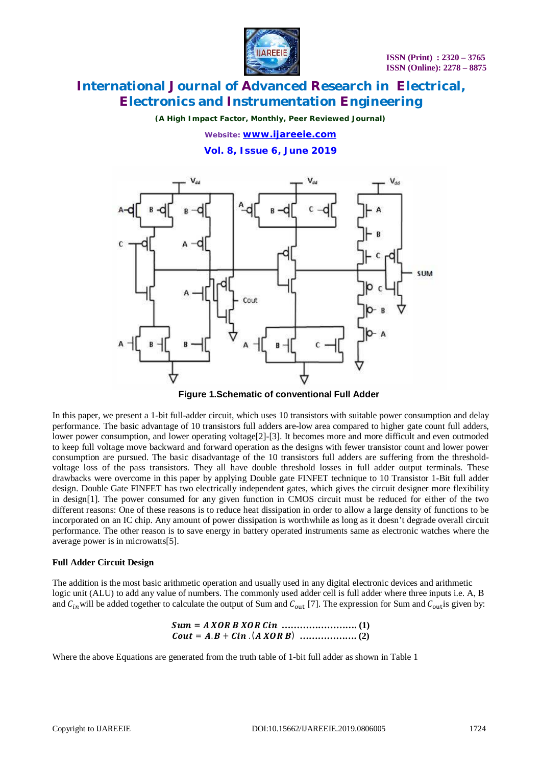Figure 1.Schematic of conventional Full Adder

In this paper, we present a 1-bit full-adder circuit, which uses 10 transistors with suitable power consumption and delay performance. The basic advantage of 10 transistors full adders are-low area compared to higher gate count full adders, lower power consumption, and lower operating voltage[2]-[3]. It becomes more and more difficult and even outmoded to keep full voltage move backward and forward operation as the designs with fewer transistor count and lower power consumption are pursued. The basic disadvantage of the 10 transistors full adders are suffering from the threshold-voltage loss of the pass transistors. They all have double threshold losses in full adder output terminals. These drawbacks were overcome in this paper by applying Double gate FINFET technique to 10 Transistor 1-Bit full adder design. Double Gate FINFET has two electrically independent gates, which gives the circuit designer more flexibility in design[1]. The power consumed for any given function in CMOS circuit must be reduced for either of the two different reasons: One of these reasons is to reduce heat dissipation in order to allow a large density of functions to be incorporated on an IC chip. Any amount of power dissipation is worthwhile as long as it doesn't degrade overall circuit performance. The other reason is to save energy in battery operated instruments same as electronic watches where the average power is in microwatts[5].

**Full Adder Circuit Design**

The addition is the most basic arithmetic operation and usually used in any digital electronic devices and arithmetic logic unit (ALU) to add any value of numbers. The commonly used adder cell is full adder where three inputs i.e. A, B and $C_{in}$ will be added together to calculate the output of Sum and $C_{\text{out}}$ [7]. The expression for Sum and $C_{\text{out}}$ is given by:

$$Sum = A\ XOR\ B\ XOR\ Cin \quad \text{.........................} \ (1)$$

$$Cout = A.B + Cin.(A\ XOR\ B) \quad \text{...................} \ (2)$$

Where the above Equations are generated from the truth table of 1-bit full adder as shown in Table 1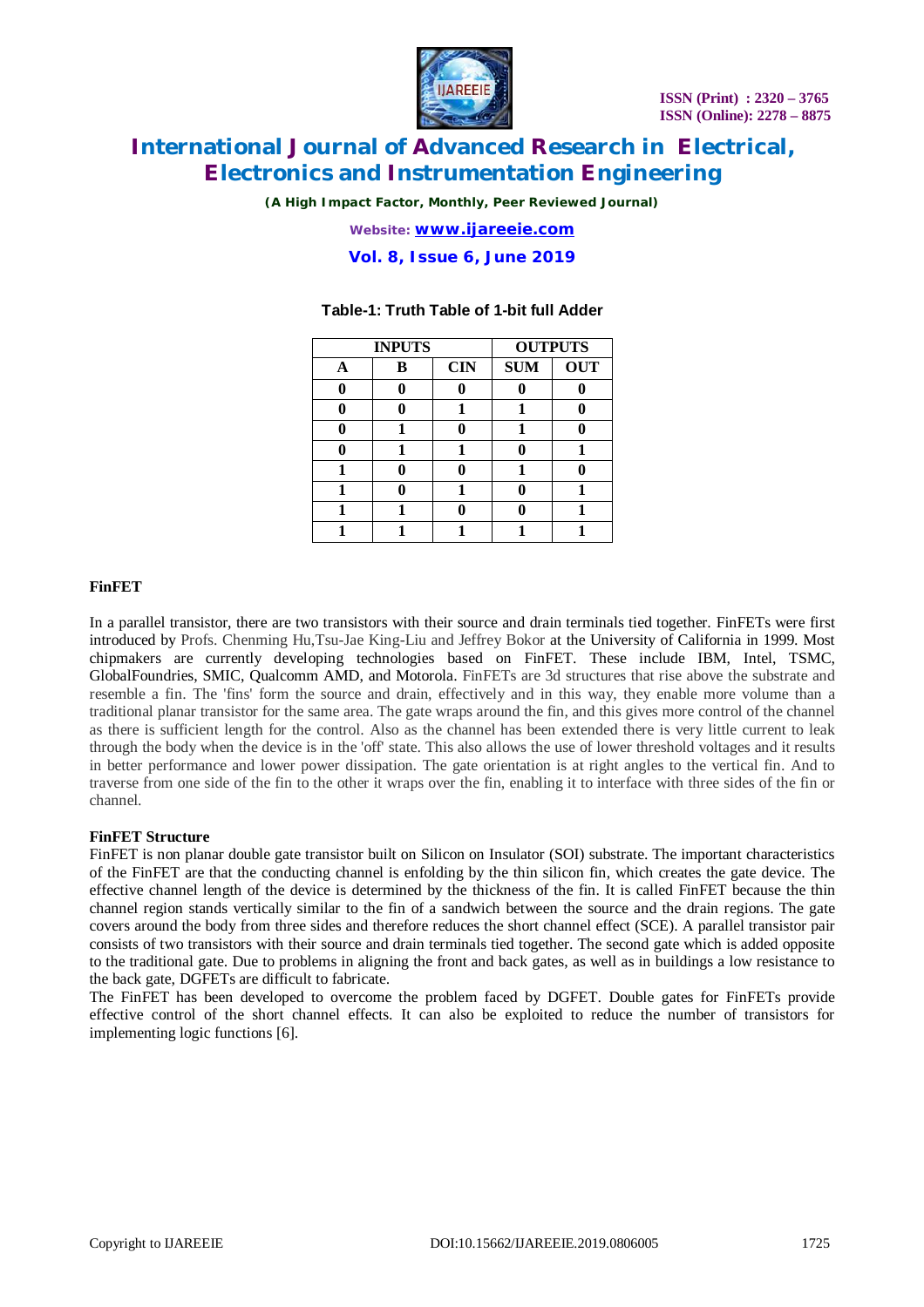**Table-1: Truth Table of 1-bit full Adder**

| INPUTS | | | OUTPUTS | |
|---|---|---|---|---|
| A | B | CIN | SUM | OUT |
| 0 | 0 | 0 | 0 | 0 |
| 0 | 0 | 1 | 1 | 0 |
| 0 | 1 | 0 | 1 | 0 |
| 0 | 1 | 1 | 0 | 1 |
| 1 | 0 | 0 | 1 | 0 |
| 1 | 0 | 1 | 0 | 1 |
| 1 | 1 | 0 | 0 | 1 |
| 1 | 1 | 1 | 1 | 1 |

**FinFET**

In a parallel transistor, there are two transistors with their source and drain terminals tied together. FinFETs were first introduced by Profs. Chenming Hu,Tsu-Jae King-Liu and Jeffrey Bokor at the University of California in 1999. Most chipmakers are currently developing technologies based on FinFET. These include IBM, Intel, TSMC, GlobalFoundries, SMIC, Qualcomm AMD, and Motorola. FinFETs are 3d structures that rise above the substrate and resemble a fin. The 'fins' form the source and drain, effectively and in this way, they enable more volume than a traditional planar transistor for the same area. The gate wraps around the fin, and this gives more control of the channel as there is sufficient length for the control. Also as the channel has been extended there is very little current to leak through the body when the device is in the 'off' state. This also allows the use of lower threshold voltages and it results in better performance and lower power dissipation. The gate orientation is at right angles to the vertical fin. And to traverse from one side of the fin to the other it wraps over the fin, enabling it to interface with three sides of the fin or channel.

**FinFET Structure**

FinFET is non planar double gate transistor built on Silicon on Insulator (SOI) substrate. The important characteristics of the FinFET are that the conducting channel is enfolding by the thin silicon fin, which creates the gate device. The effective channel length of the device is determined by the thickness of the fin. It is called FinFET because the thin channel region stands vertically similar to the fin of a sandwich between the source and the drain regions. The gate covers around the body from three sides and therefore reduces the short channel effect (SCE). A parallel transistor pair consists of two transistors with their source and drain terminals tied together. The second gate which is added opposite to the traditional gate. Due to problems in aligning the front and back gates, as well as in buildings a low resistance to the back gate, DGFETs are difficult to fabricate.

The FinFET has been developed to overcome the problem faced by DGFET. Double gates for FinFETs provide effective control of the short channel effects. It can also be exploited to reduce the number of transistors for implementing logic functions [6].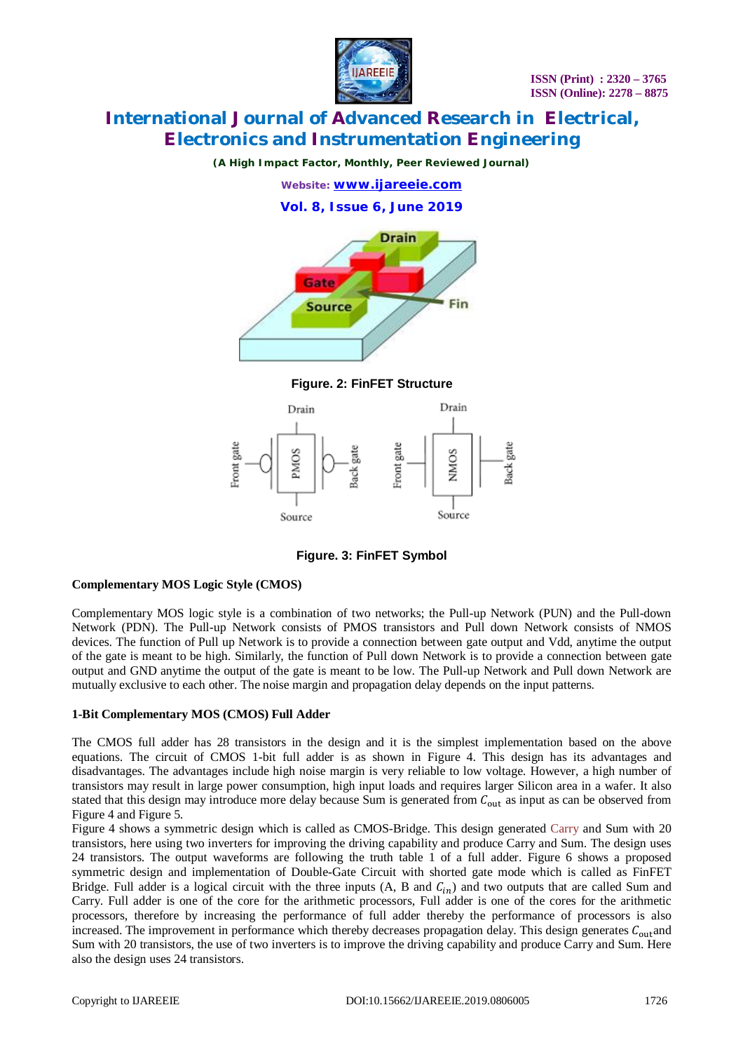Figure. 2: FinFET Structure

Figure. 3: FinFET Symbol

**Complementary MOS Logic Style (CMOS)**

Complementary MOS logic style is a combination of two networks; the Pull-up Network (PUN) and the Pull-down Network (PDN). The Pull-up Network consists of PMOS transistors and Pull down Network consists of NMOS devices. The function of Pull up Network is to provide a connection between gate output and Vdd, anytime the output of the gate is meant to be high. Similarly, the function of Pull down Network is to provide a connection between gate output and GND anytime the output of the gate is meant to be low. The Pull-up Network and Pull down Network are mutually exclusive to each other. The noise margin and propagation delay depends on the input patterns.

**1-Bit Complementary MOS (CMOS) Full Adder**

The CMOS full adder has 28 transistors in the design and it is the simplest implementation based on the above equations. The circuit of CMOS 1-bit full adder is as shown in Figure 4. This design has its advantages and disadvantages. The advantages include high noise margin is very reliable to low voltage. However, a high number of transistors may result in large power consumption, high input loads and requires larger Silicon area in a wafer. It also stated that this design may introduce more delay because Sum is generated from $C_{\text{out}}$ as input as can be observed from Figure 4 and Figure 5.
Figure 4 shows a symmetric design which is called as CMOS-Bridge. This design generated Carry and Sum with 20 transistors, here using two inverters for improving the driving capability and produce Carry and Sum. The design uses 24 transistors. The output waveforms are following the truth table 1 of a full adder. Figure 6 shows a proposed symmetric design and implementation of Double-Gate Circuit with shorted gate mode which is called as FinFET Bridge. Full adder is a logical circuit with the three inputs (A, B and $C_{in}$) and two outputs that are called Sum and Carry. Full adder is one of the core for the arithmetic processors, Full adder is one of the cores for the arithmetic processors, therefore by increasing the performance of full adder thereby the performance of processors is also increased. The improvement in performance which thereby decreases propagation delay. This design generates $C_{\text{out}}$ and Sum with 20 transistors, the use of two inverters is to improve the driving capability and produce Carry and Sum. Here also the design uses 24 transistors.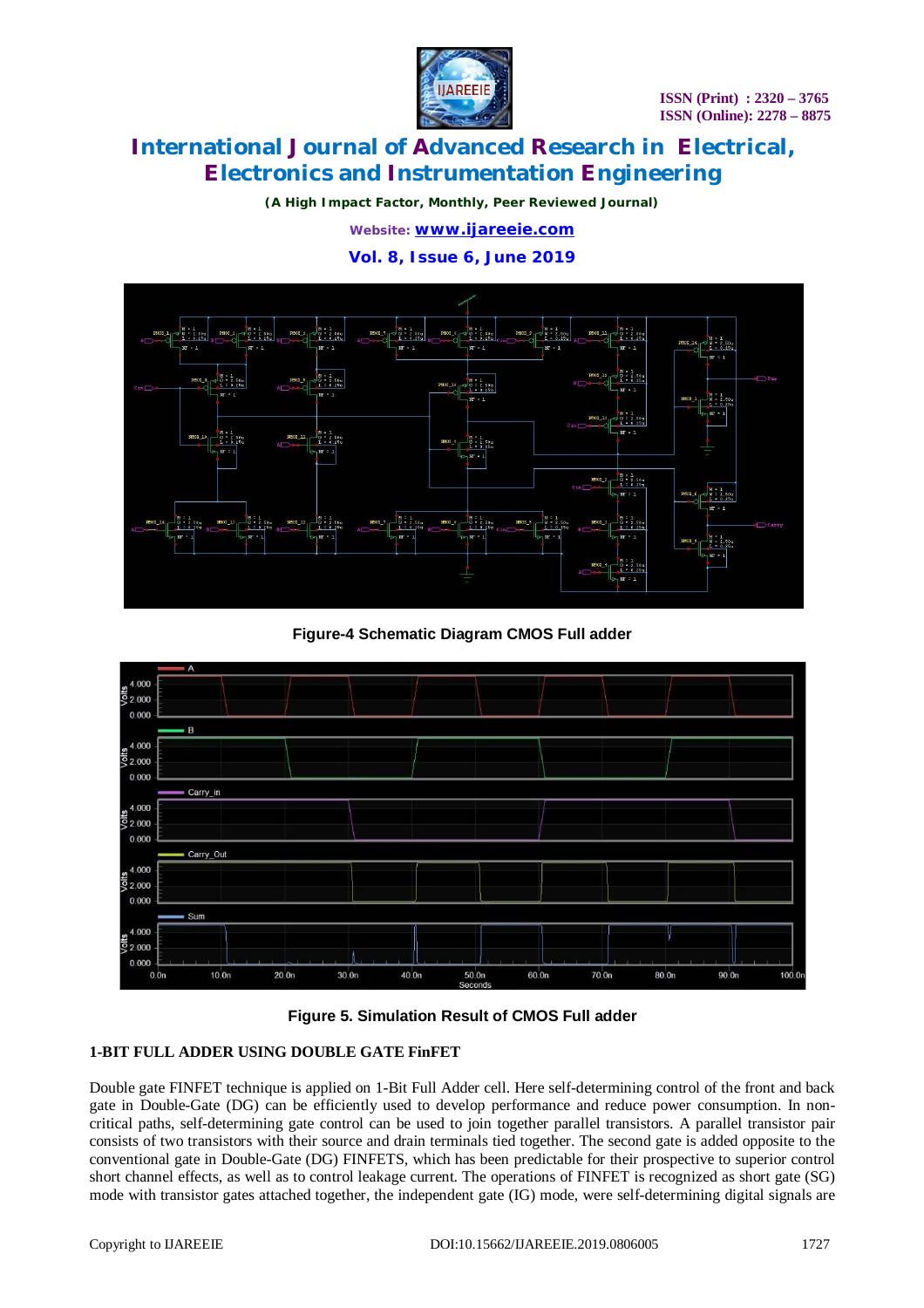Figure-4 Schematic Diagram CMOS Full adder

Figure 5. Simulation Result of CMOS Full adder

### 1-BIT FULL ADDER USING DOUBLE GATE FinFET

Double gate FINFET technique is applied on 1-Bit Full Adder cell. Here self-determining control of the front and back gate in Double-Gate (DG) can be efficiently used to develop performance and reduce power consumption. In non-critical paths, self-determining gate control can be used to join together parallel transistors. A parallel transistor pair consists of two transistors with their source and drain terminals tied together. The second gate is added opposite to the conventional gate in Double-Gate (DG) FINFETS, which has been predictable for their prospective to superior control short channel effects, as well as to control leakage current. The operations of FINFET is recognized as short gate (SG) mode with transistor gates attached together, the independent gate (IG) mode, were self-determining digital signals are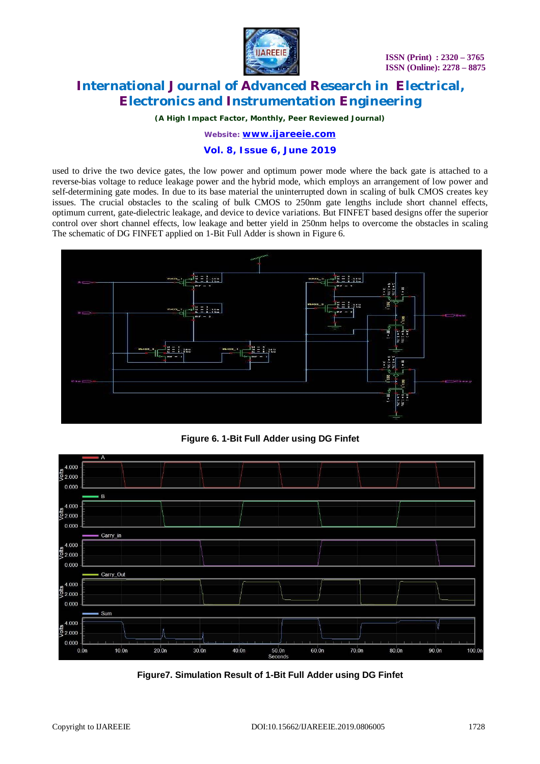used to drive the two device gates, the low power and optimum power mode where the back gate is attached to a reverse-bias voltage to reduce leakage power and the hybrid mode, which employs an arrangement of low power and self-determining gate modes. In due to its base material the uninterrupted down in scaling of bulk CMOS creates key issues. The crucial obstacles to the scaling of bulk CMOS to 250nm gate lengths include short channel effects, optimum current, gate-dielectric leakage, and device to device variations. But FINFET based designs offer the superior control over short channel effects, low leakage and better yield in 250nm helps to overcome the obstacles in scaling The schematic of DG FINFET applied on 1-Bit Full Adder is shown in Figure 6.

**Figure 6. 1-Bit Full Adder using DG Finfet**

**Figure7. Simulation Result of 1-Bit Full Adder using DG Finfet**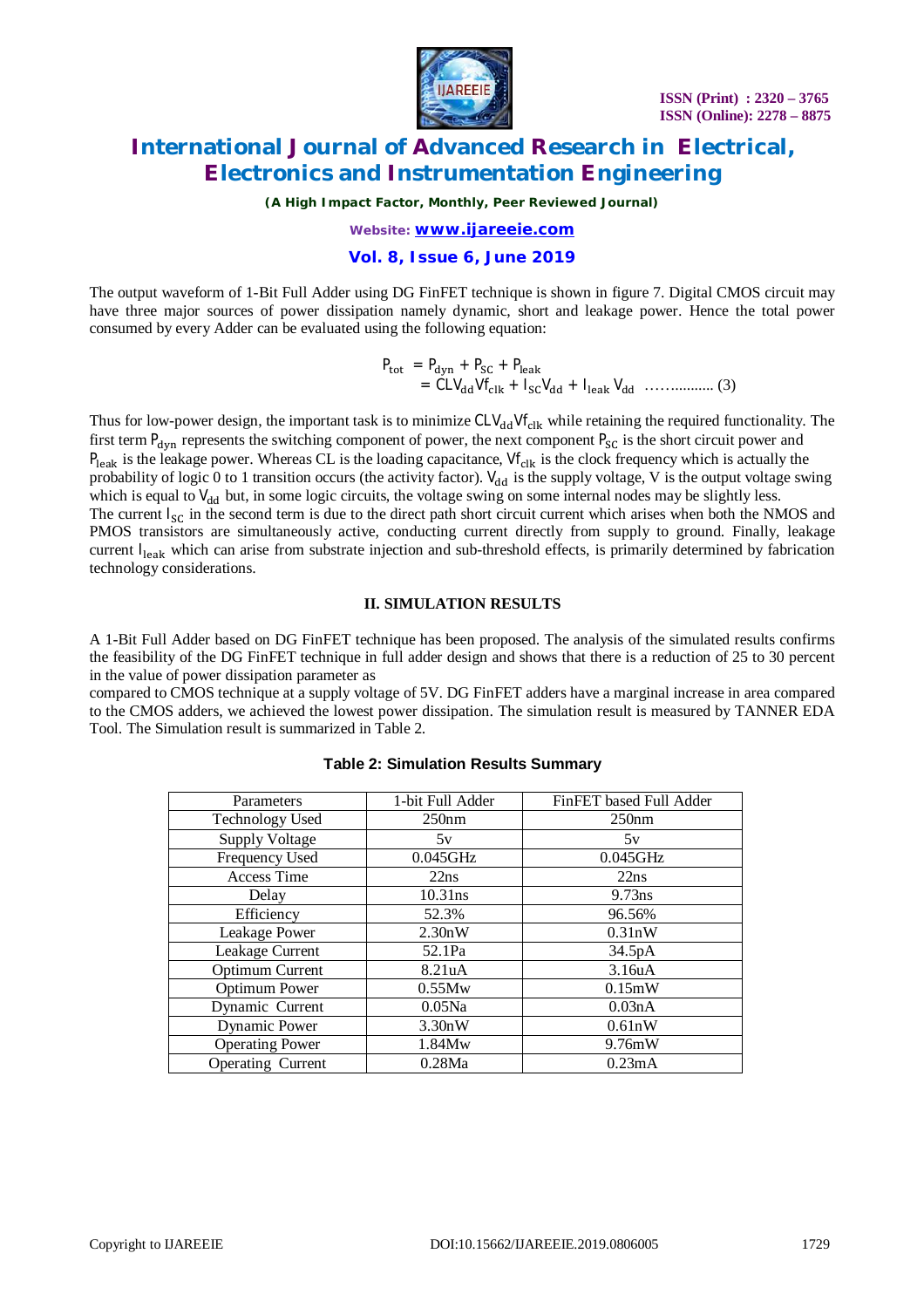The output waveform of 1-Bit Full Adder using DG FinFET technique is shown in figure 7. Digital CMOS circuit may have three major sources of power dissipation namely dynamic, short and leakage power. Hence the total power consumed by every Adder can be evaluated using the following equation:

$$P_{tot} = P_{dyn} + P_{SC} + P_{leak}$$
$$= CLV_{dd}Vf_{clk} + I_{SC}V_{dd} + I_{leak}V_{dd} \quad \ldots\ldots\ldots\ldots (3)$$

Thus for low-power design, the important task is to minimize $CLV_{dd}Vf_{clk}$ while retaining the required functionality. The first term $P_{dyn}$ represents the switching component of power, the next component $P_{SC}$ is the short circuit power and $P_{leak}$ is the leakage power. Whereas CL is the loading capacitance, $Vf_{clk}$ is the clock frequency which is actually the probability of logic 0 to 1 transition occurs (the activity factor). $V_{dd}$ is the supply voltage, V is the output voltage swing which is equal to $V_{dd}$ but, in some logic circuits, the voltage swing on some internal nodes may be slightly less.
The current $I_{SC}$ in the second term is due to the direct path short circuit current which arises when both the NMOS and PMOS transistors are simultaneously active, conducting current directly from supply to ground. Finally, leakage current $I_{leak}$ which can arise from substrate injection and sub-threshold effects, is primarily determined by fabrication technology considerations.

## II. SIMULATION RESULTS

A 1-Bit Full Adder based on DG FinFET technique has been proposed. The analysis of the simulated results confirms the feasibility of the DG FinFET technique in full adder design and shows that there is a reduction of 25 to 30 percent in the value of power dissipation parameter as
compared to CMOS technique at a supply voltage of 5V. DG FinFET adders have a marginal increase in area compared to the CMOS adders, we achieved the lowest power dissipation. The simulation result is measured by TANNER EDA Tool. The Simulation result is summarized in Table 2.

**Table 2: Simulation Results Summary**

| Parameters | 1-bit Full Adder | FinFET based Full Adder |
|---|---|---|
| Technology Used | 250nm | 250nm |
| Supply Voltage | 5v | 5v |
| Frequency Used | 0.045GHz | 0.045GHz |
| Access Time | 22ns | 22ns |
| Delay | 10.31ns | 9.73ns |
| Efficiency | 52.3% | 96.56% |
| Leakage Power | 2.30nW | 0.31nW |
| Leakage Current | 52.1Pa | 34.5pA |
| Optimum Current | 8.21uA | 3.16uA |
| Optimum Power | 0.55Mw | 0.15mW |
| Dynamic Current | 0.05Na | 0.03nA |
| Dynamic Power | 3.30nW | 0.61nW |
| Operating Power | 1.84Mw | 9.76mW |
| Operating Current | 0.28Ma | 0.23mA |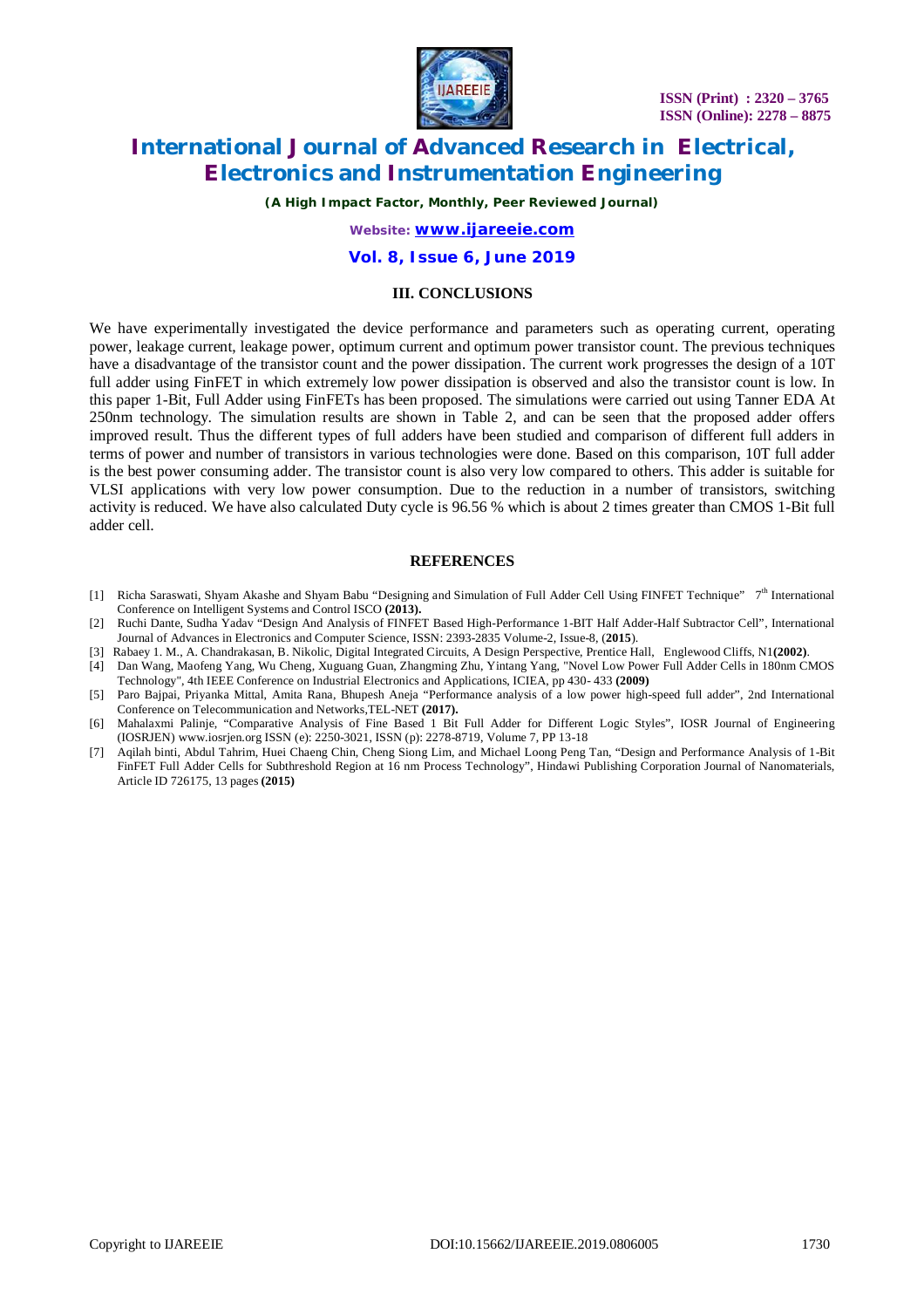## III. CONCLUSIONS

We have experimentally investigated the device performance and parameters such as operating current, operating power, leakage current, leakage power, optimum current and optimum power transistor count. The previous techniques have a disadvantage of the transistor count and the power dissipation. The current work progresses the design of a 10T full adder using FinFET in which extremely low power dissipation is observed and also the transistor count is low. In this paper 1-Bit, Full Adder using FinFETs has been proposed. The simulations were carried out using Tanner EDA At 250nm technology. The simulation results are shown in Table 2, and can be seen that the proposed adder offers improved result. Thus the different types of full adders have been studied and comparison of different full adders in terms of power and number of transistors in various technologies were done. Based on this comparison, 10T full adder is the best power consuming adder. The transistor count is also very low compared to others. This adder is suitable for VLSI applications with very low power consumption. Due to the reduction in a number of transistors, switching activity is reduced. We have also calculated Duty cycle is 96.56 % which is about 2 times greater than CMOS 1-Bit full adder cell.

## REFERENCES

[1] Richa Saraswati, Shyam Akashe and Shyam Babu "Designing and Simulation of Full Adder Cell Using FINFET Technique" 7th International Conference on Intelligent Systems and Control ISCO **(2013).**

[2] Ruchi Dante, Sudha Yadav "Design And Analysis of FINFET Based High-Performance 1-BIT Half Adder-Half Subtractor Cell", International Journal of Advances in Electronics and Computer Science, ISSN: 2393-2835 Volume-2, Issue-8, (**2015**).

[3] Rabaey 1. M., A. Chandrakasan, B. Nikolic, Digital Integrated Circuits, A Design Perspective, Prentice Hall, Englewood Cliffs, N1**(2002)**.

[4] Dan Wang, Maofeng Yang, Wu Cheng, Xuguang Guan, Zhangming Zhu, Yintang Yang, "Novel Low Power Full Adder Cells in 180nm CMOS Technology", 4th IEEE Conference on Industrial Electronics and Applications, ICIEA, pp 430- 433 **(2009)**

[5] Paro Bajpai, Priyanka Mittal, Amita Rana, Bhupesh Aneja "Performance analysis of a low power high-speed full adder", 2nd International Conference on Telecommunication and Networks,TEL-NET **(2017).**

[6] Mahalaxmi Palinje, "Comparative Analysis of Fine Based 1 Bit Full Adder for Different Logic Styles", IOSR Journal of Engineering (IOSRJEN) www.iosrjen.org ISSN (e): 2250-3021, ISSN (p): 2278-8719, Volume 7, PP 13-18

[7] Aqilah binti, Abdul Tahrim, Huei Chaeng Chin, Cheng Siong Lim, and Michael Loong Peng Tan, "Design and Performance Analysis of 1-Bit FinFET Full Adder Cells for Subthreshold Region at 16 nm Process Technology", Hindawi Publishing Corporation Journal of Nanomaterials, Article ID 726175, 13 pages **(2015)**